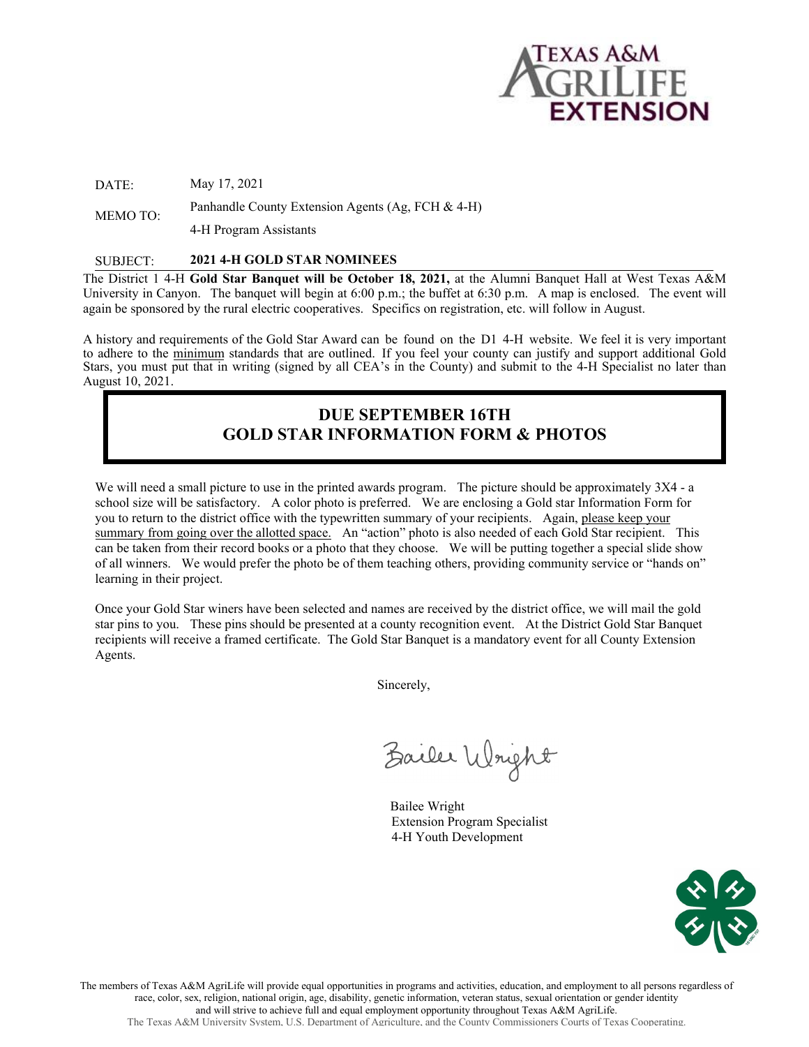TEXAS A&M AGRILIFE EXTENSION

DATE: May 17, 2021

MEMO TO: Panhandle County Extension Agents (Ag, FCH & 4-H)

4-H Program Assistants

SUBJECT: **2021 4-H GOLD STAR NOMINEES**

The District 1 4-H **Gold Star Banquet will be October 18, 2021,** at the Alumni Banquet Hall at West Texas A&M University in Canyon. The banquet will begin at 6:00 p.m.; the buffet at 6:30 p.m. A map is enclosed. The event will again be sponsored by the rural electric cooperatives. Specifics on registration, etc. will follow in August.

A history and requirements of the Gold Star Award can be found on the D1 4-H website. We feel it is very important to adhere to the minimum standards that are outlined. If you feel your county can justify and support additional Gold Stars, you must put that in writing (signed by all CEA's in the County) and submit to the 4-H Specialist no later than August 10, 2021.

## DUE SEPTEMBER 16TH
## GOLD STAR INFORMATION FORM & PHOTOS

We will need a small picture to use in the printed awards program. The picture should be approximately 3X4 - a school size will be satisfactory. A color photo is preferred. We are enclosing a Gold star Information Form for you to return to the district office with the typewritten summary of your recipients. Again, please keep your summary from going over the allotted space. An "action" photo is also needed of each Gold Star recipient. This can be taken from their record books or a photo that they choose. We will be putting together a special slide show of all winners. We would prefer the photo be of them teaching others, providing community service or "hands on" learning in their project.

Once your Gold Star winers have been selected and names are received by the district office, we will mail the gold star pins to you. These pins should be presented at a county recognition event. At the District Gold Star Banquet recipients will receive a framed certificate. The Gold Star Banquet is a mandatory event for all County Extension Agents.

Sincerely,

Bailee Wright

Bailee Wright
Extension Program Specialist
4-H Youth Development

The members of Texas A&M AgriLife will provide equal opportunities in programs and activities, education, and employment to all persons regardless of race, color, sex, religion, national origin, age, disability, genetic information, veteran status, sexual orientation or gender identity and will strive to achieve full and equal employment opportunity throughout Texas A&M AgriLife.
The Texas A&M University System, U.S. Department of Agriculture, and the County Commissioners Courts of Texas Cooperating.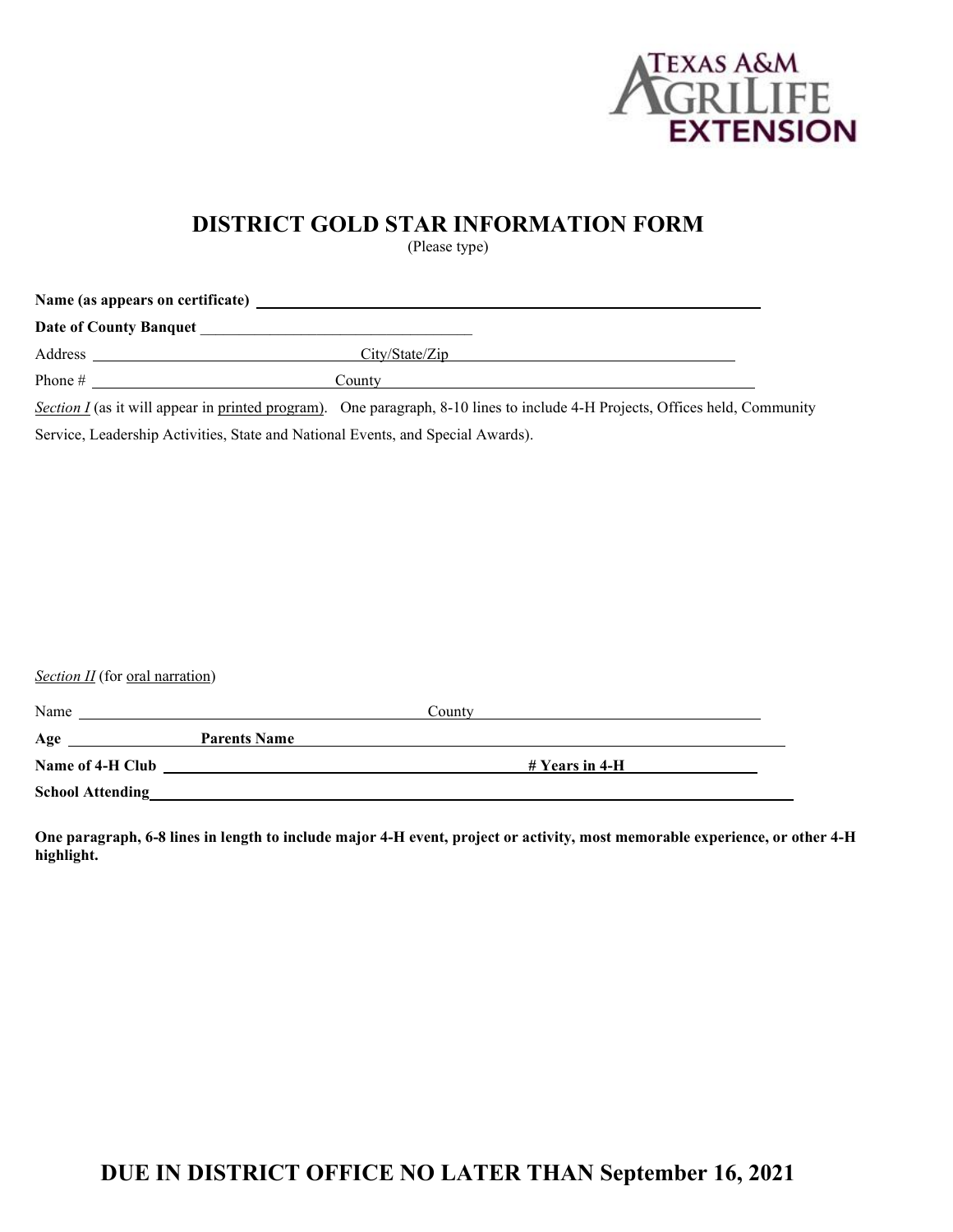# DISTRICT GOLD STAR INFORMATION FORM

(Please type)

**Name (as appears on certificate)** ______________________________

**Date of County Banquet** ______________________________

Address ______________________________ City/State/Zip ______________________________

Phone # ______________________________ County ______________________________

*Section I* (as it will appear in printed program). One paragraph, 8-10 lines to include 4-H Projects, Offices held, Community Service, Leadership Activities, State and National Events, and Special Awards).

*Section II* (for oral narration)

Name ______________________________ County ______________________________

**Age** ______________ **Parents Name** ______________________________

**Name of 4-H Club** ______________________________ **# Years in 4-H** ______________

**School Attending** ______________________________

**One paragraph, 6-8 lines in length to include major 4-H event, project or activity, most memorable experience, or other 4-H highlight.**

## DUE IN DISTRICT OFFICE NO LATER THAN September 16, 2021